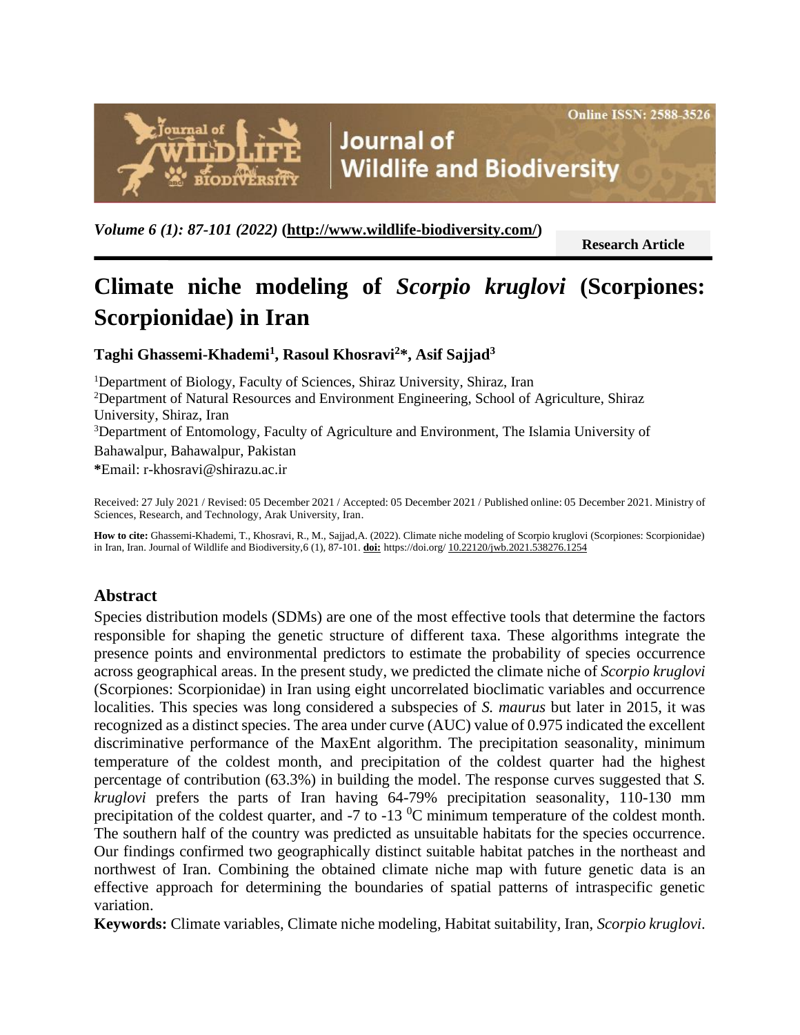Research Article

# Climate niche modeling of *Scorpio kruglovi* (Scorpiones: Scorpionidae) in Iran

**Taghi Ghassemi-Khademi[1], Rasoul Khosravi[2]*, Asif Sajjad[3]**

[1]Department of Biology, Faculty of Sciences, Shiraz University, Shiraz, Iran
[2]Department of Natural Resources and Environment Engineering, School of Agriculture, Shiraz University, Shiraz, Iran
[3]Department of Entomology, Faculty of Agriculture and Environment, The Islamia University of Bahawalpur, Bahawalpur, Pakistan
*Email: r-khosravi@shirazu.ac.ir

Received: 27 July 2021 / Revised: 05 December 2021 / Accepted: 05 December 2021 / Published online: 05 December 2021. Ministry of Sciences, Research, and Technology, Arak University, Iran.

**How to cite:** Ghassemi-Khademi, T., Khosravi, R., M., Sajjad,A. (2022). Climate niche modeling of Scorpio kruglovi (Scorpiones: Scorpionidae) in Iran, Iran. Journal of Wildlife and Biodiversity,6 (1), 87-101. **doi:** https://doi.org/ 10.22120/jwb.2021.538276.1254

## Abstract

Species distribution models (SDMs) are one of the most effective tools that determine the factors responsible for shaping the genetic structure of different taxa. These algorithms integrate the presence points and environmental predictors to estimate the probability of species occurrence across geographical areas. In the present study, we predicted the climate niche of *Scorpio kruglovi* (Scorpiones: Scorpionidae) in Iran using eight uncorrelated bioclimatic variables and occurrence localities. This species was long considered a subspecies of *S. maurus* but later in 2015, it was recognized as a distinct species. The area under curve (AUC) value of 0.975 indicated the excellent discriminative performance of the MaxEnt algorithm. The precipitation seasonality, minimum temperature of the coldest month, and precipitation of the coldest quarter had the highest percentage of contribution (63.3%) in building the model. The response curves suggested that *S. kruglovi* prefers the parts of Iran having 64-79% precipitation seasonality, 110-130 mm precipitation of the coldest quarter, and -7 to -13 $^{0}$C minimum temperature of the coldest month. The southern half of the country was predicted as unsuitable habitats for the species occurrence. Our findings confirmed two geographically distinct suitable habitat patches in the northeast and northwest of Iran. Combining the obtained climate niche map with future genetic data is an effective approach for determining the boundaries of spatial patterns of intraspecific genetic variation.

**Keywords:** Climate variables, Climate niche modeling, Habitat suitability, Iran, *Scorpio kruglovi*.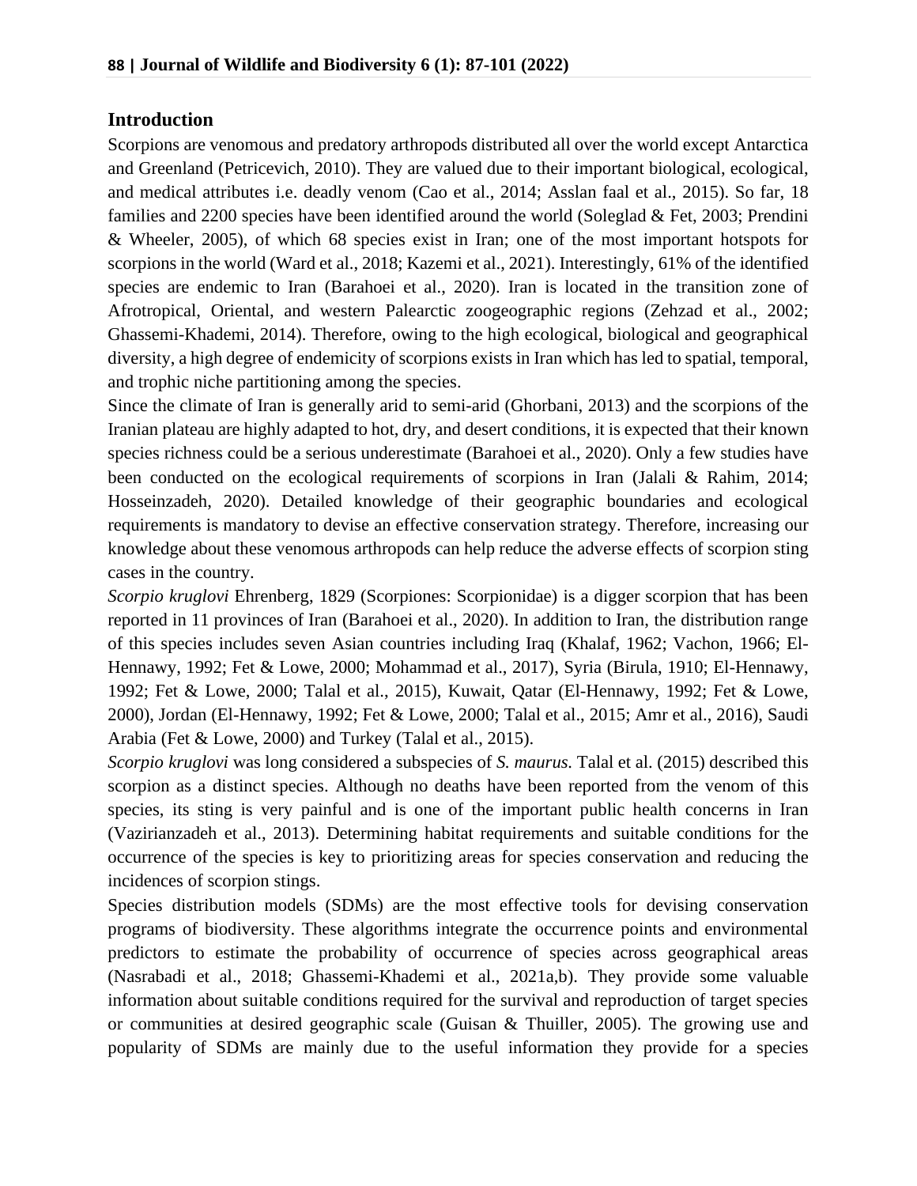## Introduction

Scorpions are venomous and predatory arthropods distributed all over the world except Antarctica and Greenland (Petricevich, 2010). They are valued due to their important biological, ecological, and medical attributes i.e. deadly venom (Cao et al., 2014; Asslan faal et al., 2015). So far, 18 families and 2200 species have been identified around the world (Soleglad & Fet, 2003; Prendini & Wheeler, 2005), of which 68 species exist in Iran; one of the most important hotspots for scorpions in the world (Ward et al., 2018; Kazemi et al., 2021). Interestingly, 61% of the identified species are endemic to Iran (Barahoei et al., 2020). Iran is located in the transition zone of Afrotropical, Oriental, and western Palearctic zoogeographic regions (Zehzad et al., 2002; Ghassemi-Khademi, 2014). Therefore, owing to the high ecological, biological and geographical diversity, a high degree of endemicity of scorpions exists in Iran which has led to spatial, temporal, and trophic niche partitioning among the species.

Since the climate of Iran is generally arid to semi-arid (Ghorbani, 2013) and the scorpions of the Iranian plateau are highly adapted to hot, dry, and desert conditions, it is expected that their known species richness could be a serious underestimate (Barahoei et al., 2020). Only a few studies have been conducted on the ecological requirements of scorpions in Iran (Jalali & Rahim, 2014; Hosseinzadeh, 2020). Detailed knowledge of their geographic boundaries and ecological requirements is mandatory to devise an effective conservation strategy. Therefore, increasing our knowledge about these venomous arthropods can help reduce the adverse effects of scorpion sting cases in the country.

*Scorpio kruglovi* Ehrenberg, 1829 (Scorpiones: Scorpionidae) is a digger scorpion that has been reported in 11 provinces of Iran (Barahoei et al., 2020). In addition to Iran, the distribution range of this species includes seven Asian countries including Iraq (Khalaf, 1962; Vachon, 1966; El-Hennawy, 1992; Fet & Lowe, 2000; Mohammad et al., 2017), Syria (Birula, 1910; El-Hennawy, 1992; Fet & Lowe, 2000; Talal et al., 2015), Kuwait, Qatar (El-Hennawy, 1992; Fet & Lowe, 2000), Jordan (El-Hennawy, 1992; Fet & Lowe, 2000; Talal et al., 2015; Amr et al., 2016), Saudi Arabia (Fet & Lowe, 2000) and Turkey (Talal et al., 2015).

*Scorpio kruglovi* was long considered a subspecies of *S. maurus.* Talal et al. (2015) described this scorpion as a distinct species. Although no deaths have been reported from the venom of this species, its sting is very painful and is one of the important public health concerns in Iran (Vazirianzadeh et al., 2013). Determining habitat requirements and suitable conditions for the occurrence of the species is key to prioritizing areas for species conservation and reducing the incidences of scorpion stings.

Species distribution models (SDMs) are the most effective tools for devising conservation programs of biodiversity. These algorithms integrate the occurrence points and environmental predictors to estimate the probability of occurrence of species across geographical areas (Nasrabadi et al., 2018; Ghassemi-Khademi et al., 2021a,b). They provide some valuable information about suitable conditions required for the survival and reproduction of target species or communities at desired geographic scale (Guisan & Thuiller, 2005). The growing use and popularity of SDMs are mainly due to the useful information they provide for a species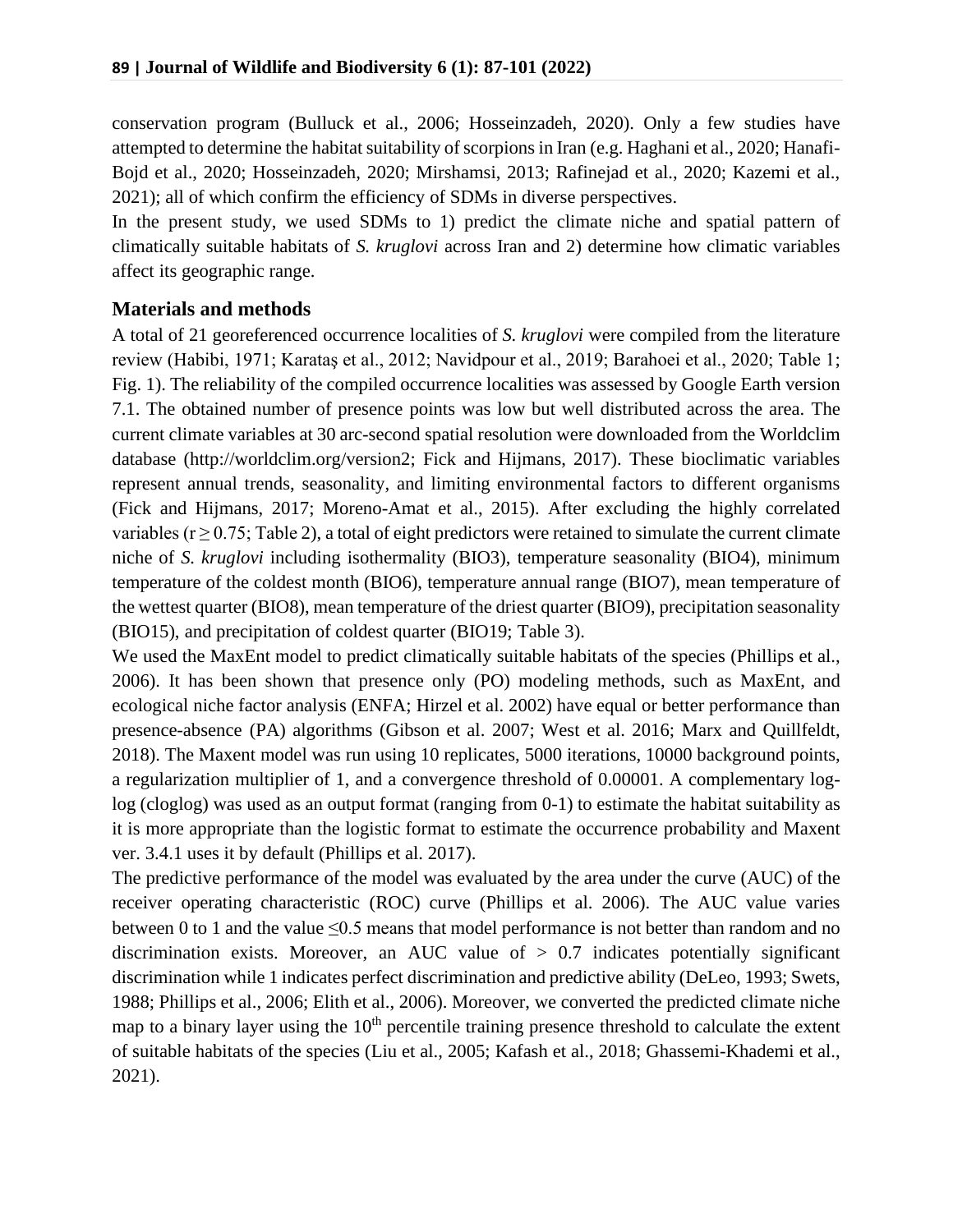conservation program (Bulluck et al., 2006; Hosseinzadeh, 2020). Only a few studies have attempted to determine the habitat suitability of scorpions in Iran (e.g. Haghani et al., 2020; Hanafi-Bojd et al., 2020; Hosseinzadeh, 2020; Mirshamsi, 2013; Rafinejad et al., 2020; Kazemi et al., 2021); all of which confirm the efficiency of SDMs in diverse perspectives.

In the present study, we used SDMs to 1) predict the climate niche and spatial pattern of climatically suitable habitats of *S. kruglovi* across Iran and 2) determine how climatic variables affect its geographic range.

## Materials and methods

A total of 21 georeferenced occurrence localities of *S. kruglovi* were compiled from the literature review (Habibi, 1971; Karataş et al., 2012; Navidpour et al., 2019; Barahoei et al., 2020; Table 1; Fig. 1). The reliability of the compiled occurrence localities was assessed by Google Earth version 7.1. The obtained number of presence points was low but well distributed across the area. The current climate variables at 30 arc-second spatial resolution were downloaded from the Worldclim database (http://worldclim.org/version2; Fick and Hijmans, 2017). These bioclimatic variables represent annual trends, seasonality, and limiting environmental factors to different organisms (Fick and Hijmans, 2017; Moreno-Amat et al., 2015). After excluding the highly correlated variables ($r \geq 0.75$; Table 2), a total of eight predictors were retained to simulate the current climate niche of *S. kruglovi* including isothermality (BIO3), temperature seasonality (BIO4), minimum temperature of the coldest month (BIO6), temperature annual range (BIO7), mean temperature of the wettest quarter (BIO8), mean temperature of the driest quarter (BIO9), precipitation seasonality (BIO15), and precipitation of coldest quarter (BIO19; Table 3).

We used the MaxEnt model to predict climatically suitable habitats of the species (Phillips et al., 2006). It has been shown that presence only (PO) modeling methods, such as MaxEnt, and ecological niche factor analysis (ENFA; Hirzel et al. 2002) have equal or better performance than presence-absence (PA) algorithms (Gibson et al. 2007; West et al. 2016; Marx and Quillfeldt, 2018). The Maxent model was run using 10 replicates, 5000 iterations, 10000 background points, a regularization multiplier of 1, and a convergence threshold of 0.00001. A complementary log-log (cloglog) was used as an output format (ranging from 0-1) to estimate the habitat suitability as it is more appropriate than the logistic format to estimate the occurrence probability and Maxent ver. 3.4.1 uses it by default (Phillips et al. 2017).

The predictive performance of the model was evaluated by the area under the curve (AUC) of the receiver operating characteristic (ROC) curve (Phillips et al. 2006). The AUC value varies between 0 to 1 and the value $\leq 0.5$ means that model performance is not better than random and no discrimination exists. Moreover, an AUC value of $> 0.7$ indicates potentially significant discrimination while 1 indicates perfect discrimination and predictive ability (DeLeo, 1993; Swets, 1988; Phillips et al., 2006; Elith et al., 2006). Moreover, we converted the predicted climate niche map to a binary layer using the $10^{th}$ percentile training presence threshold to calculate the extent of suitable habitats of the species (Liu et al., 2005; Kafash et al., 2018; Ghassemi-Khademi et al., 2021).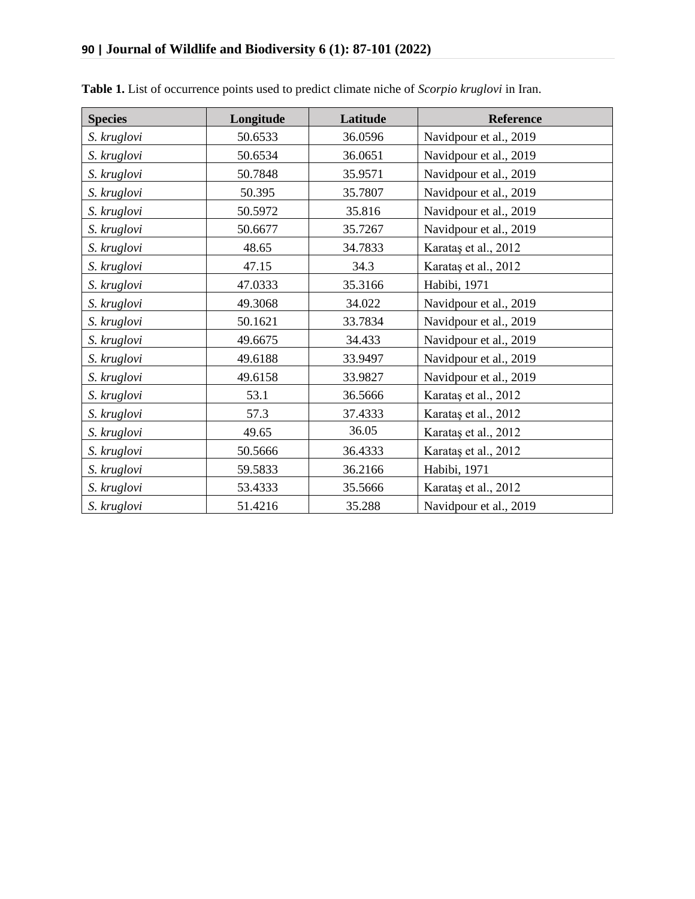**Table 1.** List of occurrence points used to predict climate niche of *Scorpio kruglovi* in Iran.

| Species | Longitude | Latitude | Reference |
|---|---|---|---|
| *S. kruglovi* | 50.6533 | 36.0596 | Navidpour et al., 2019 |
| *S. kruglovi* | 50.6534 | 36.0651 | Navidpour et al., 2019 |
| *S. kruglovi* | 50.7848 | 35.9571 | Navidpour et al., 2019 |
| *S. kruglovi* | 50.395 | 35.7807 | Navidpour et al., 2019 |
| *S. kruglovi* | 50.5972 | 35.816 | Navidpour et al., 2019 |
| *S. kruglovi* | 50.6677 | 35.7267 | Navidpour et al., 2019 |
| *S. kruglovi* | 48.65 | 34.7833 | Karataş et al., 2012 |
| *S. kruglovi* | 47.15 | 34.3 | Karataş et al., 2012 |
| *S. kruglovi* | 47.0333 | 35.3166 | Habibi, 1971 |
| *S. kruglovi* | 49.3068 | 34.022 | Navidpour et al., 2019 |
| *S. kruglovi* | 50.1621 | 33.7834 | Navidpour et al., 2019 |
| *S. kruglovi* | 49.6675 | 34.433 | Navidpour et al., 2019 |
| *S. kruglovi* | 49.6188 | 33.9497 | Navidpour et al., 2019 |
| *S. kruglovi* | 49.6158 | 33.9827 | Navidpour et al., 2019 |
| *S. kruglovi* | 53.1 | 36.5666 | Karataş et al., 2012 |
| *S. kruglovi* | 57.3 | 37.4333 | Karataş et al., 2012 |
| *S. kruglovi* | 49.65 | 36.05 | Karataş et al., 2012 |
| *S. kruglovi* | 50.5666 | 36.4333 | Karataş et al., 2012 |
| *S. kruglovi* | 59.5833 | 36.2166 | Habibi, 1971 |
| *S. kruglovi* | 53.4333 | 35.5666 | Karataş et al., 2012 |
| *S. kruglovi* | 51.4216 | 35.288 | Navidpour et al., 2019 |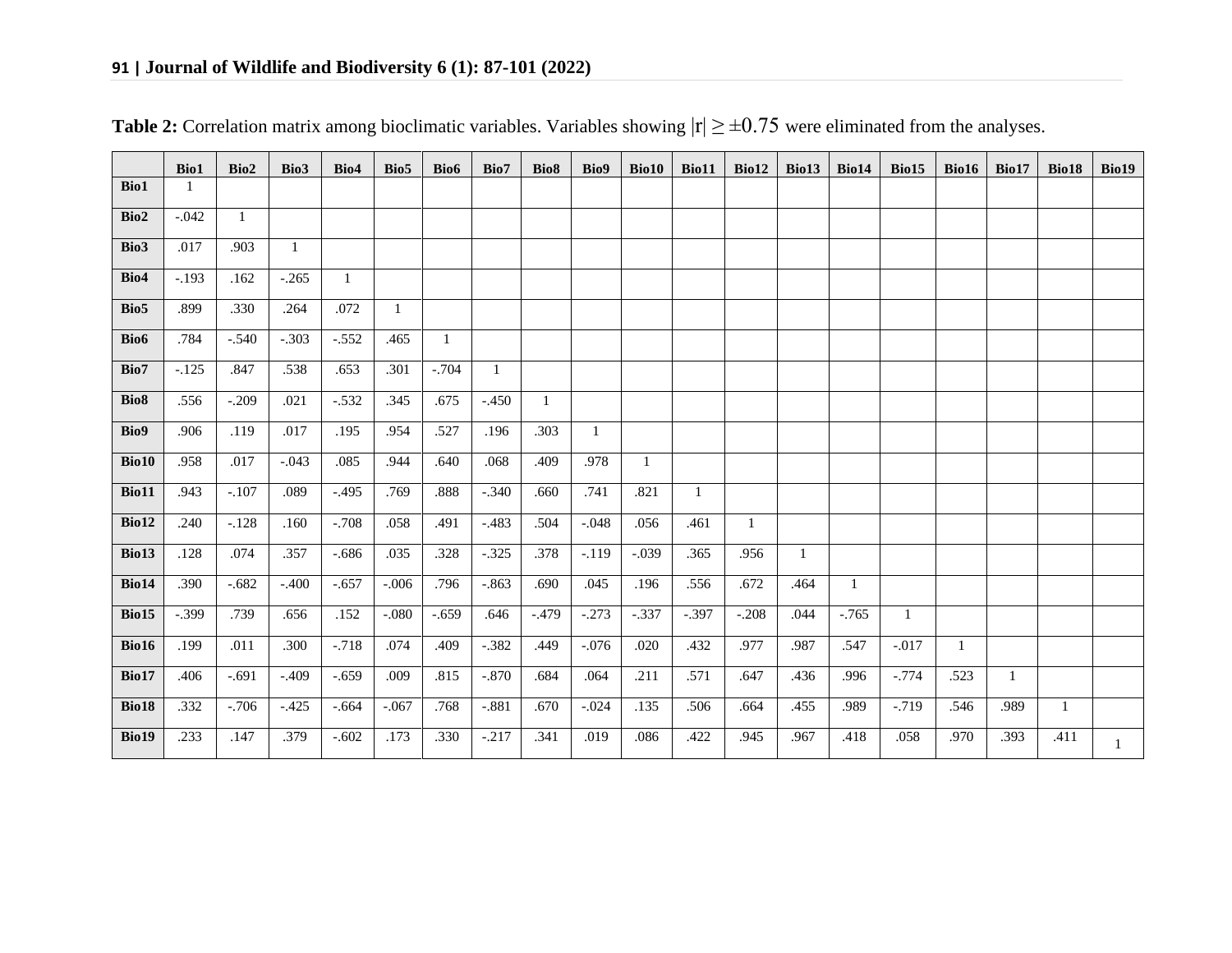**Table 2:** Correlation matrix among bioclimatic variables. Variables showing $|r| \geq \pm 0.75$ were eliminated from the analyses.

| | Bio1 | Bio2 | Bio3 | Bio4 | Bio5 | Bio6 | Bio7 | Bio8 | Bio9 | Bio10 | Bio11 | Bio12 | Bio13 | Bio14 | Bio15 | Bio16 | Bio17 | Bio18 | Bio19 |
|---|---|---|---|---|---|---|---|---|---|---|---|---|---|---|---|---|---|---|---|
| **Bio1** | 1 | | | | | | | | | | | | | | | | | | |
| **Bio2** | -.042 | 1 | | | | | | | | | | | | | | | | | |
| **Bio3** | .017 | .903 | 1 | | | | | | | | | | | | | | | | |
| **Bio4** | -.193 | .162 | -.265 | 1 | | | | | | | | | | | | | | | |
| **Bio5** | .899 | .330 | .264 | .072 | 1 | | | | | | | | | | | | | | |
| **Bio6** | .784 | -.540 | -.303 | -.552 | .465 | 1 | | | | | | | | | | | | | |
| **Bio7** | -.125 | .847 | .538 | .653 | .301 | -.704 | 1 | | | | | | | | | | | | |
| **Bio8** | .556 | -.209 | .021 | -.532 | .345 | .675 | -.450 | 1 | | | | | | | | | | | |
| **Bio9** | .906 | .119 | .017 | .195 | .954 | .527 | .196 | .303 | 1 | | | | | | | | | | |
| **Bio10** | .958 | .017 | -.043 | .085 | .944 | .640 | .068 | .409 | .978 | 1 | | | | | | | | | |
| **Bio11** | .943 | -.107 | .089 | -.495 | .769 | .888 | -.340 | .660 | .741 | .821 | 1 | | | | | | | | |
| **Bio12** | .240 | -.128 | .160 | -.708 | .058 | .491 | -.483 | .504 | -.048 | .056 | .461 | 1 | | | | | | | |
| **Bio13** | .128 | .074 | .357 | -.686 | .035 | .328 | -.325 | .378 | -.119 | -.039 | .365 | .956 | 1 | | | | | | |
| **Bio14** | .390 | -.682 | -.400 | -.657 | -.006 | .796 | -.863 | .690 | .045 | .196 | .556 | .672 | .464 | 1 | | | | | |
| **Bio15** | -.399 | .739 | .656 | .152 | -.080 | -.659 | .646 | -.479 | -.273 | -.337 | -.397 | -.208 | .044 | -.765 | 1 | | | | |
| **Bio16** | .199 | .011 | .300 | -.718 | .074 | .409 | -.382 | .449 | -.076 | .020 | .432 | .977 | .987 | .547 | -.017 | 1 | | | |
| **Bio17** | .406 | -.691 | -.409 | -.659 | .009 | .815 | -.870 | .684 | .064 | .211 | .571 | .647 | .436 | .996 | -.774 | .523 | 1 | | |
| **Bio18** | .332 | -.706 | -.425 | -.664 | -.067 | .768 | -.881 | .670 | -.024 | .135 | .506 | .664 | .455 | .989 | -.719 | .546 | .989 | 1 | |
| **Bio19** | .233 | .147 | .379 | -.602 | .173 | .330 | -.217 | .341 | .019 | .086 | .422 | .945 | .967 | .418 | .058 | .970 | .393 | .411 | 1 |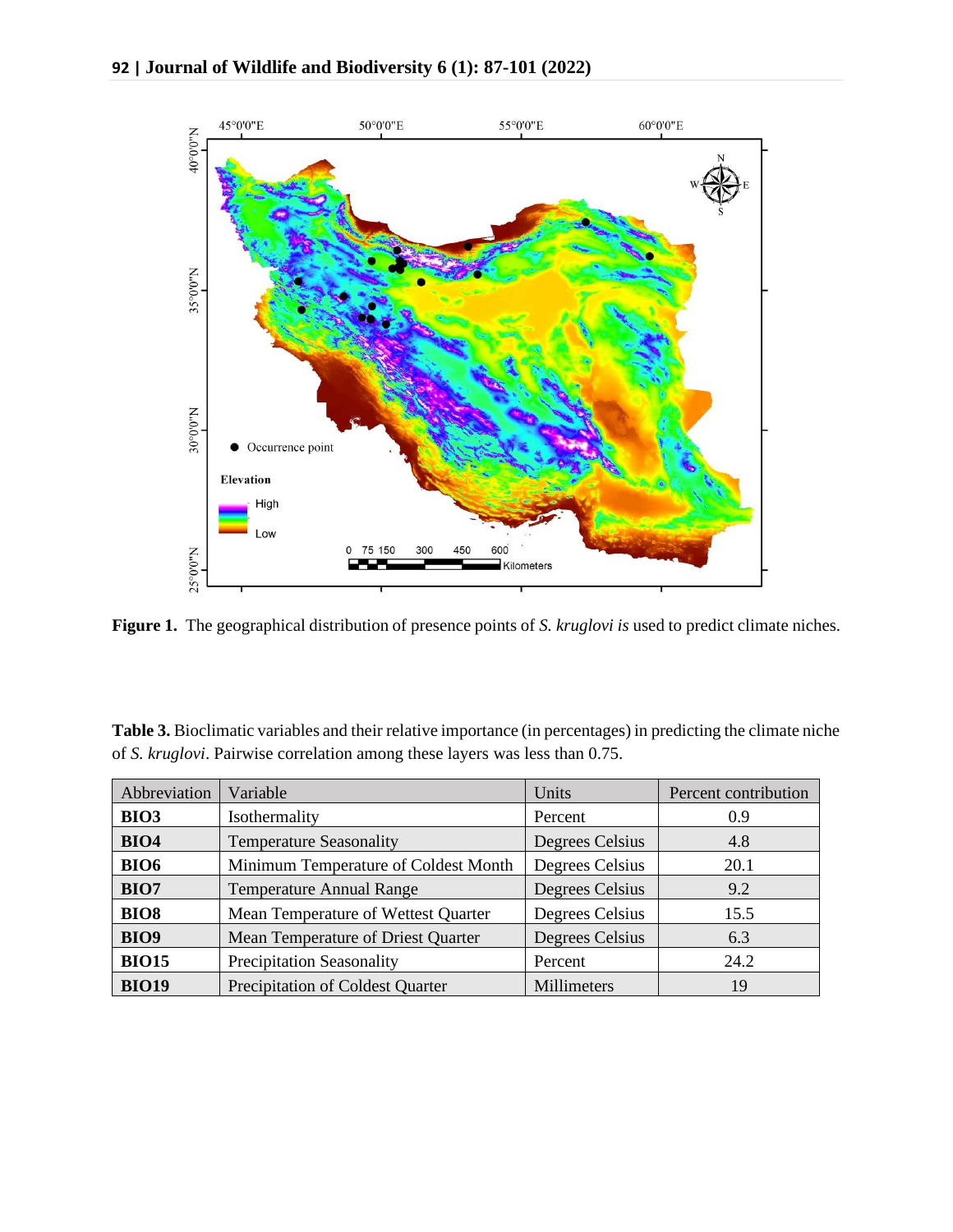**Figure 1.** The geographical distribution of presence points of *S. kruglovi is* used to predict climate niches.

**Table 3.** Bioclimatic variables and their relative importance (in percentages) in predicting the climate niche of *S. kruglovi*. Pairwise correlation among these layers was less than 0.75.

| Abbreviation | Variable | Units | Percent contribution |
|---|---|---|---|
| **BIO3** | Isothermality | Percent | 0.9 |
| **BIO4** | Temperature Seasonality | Degrees Celsius | 4.8 |
| **BIO6** | Minimum Temperature of Coldest Month | Degrees Celsius | 20.1 |
| **BIO7** | Temperature Annual Range | Degrees Celsius | 9.2 |
| **BIO8** | Mean Temperature of Wettest Quarter | Degrees Celsius | 15.5 |
| **BIO9** | Mean Temperature of Driest Quarter | Degrees Celsius | 6.3 |
| **BIO15** | Precipitation Seasonality | Percent | 24.2 |
| **BIO19** | Precipitation of Coldest Quarter | Millimeters | 19 |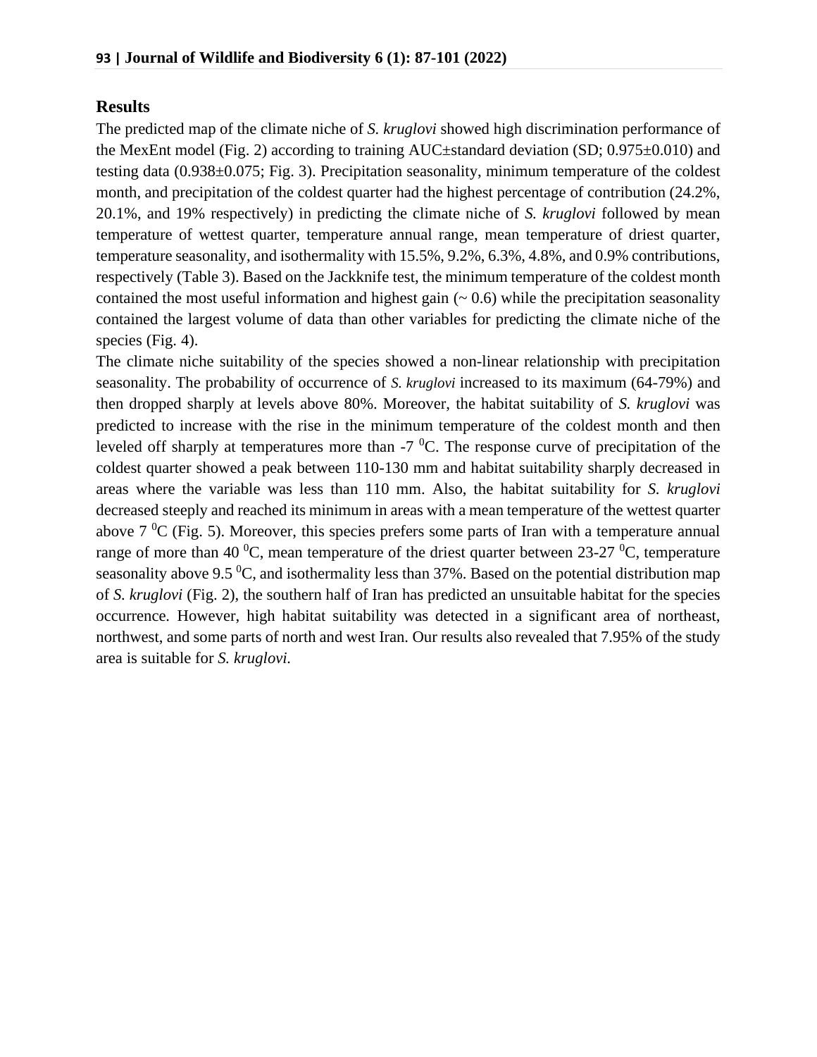## Results

The predicted map of the climate niche of *S. kruglovi* showed high discrimination performance of the MexEnt model (Fig. 2) according to training AUC±standard deviation (SD; 0.975±0.010) and testing data (0.938±0.075; Fig. 3). Precipitation seasonality, minimum temperature of the coldest month, and precipitation of the coldest quarter had the highest percentage of contribution (24.2%, 20.1%, and 19% respectively) in predicting the climate niche of *S. kruglovi* followed by mean temperature of wettest quarter, temperature annual range, mean temperature of driest quarter, temperature seasonality, and isothermality with 15.5%, 9.2%, 6.3%, 4.8%, and 0.9% contributions, respectively (Table 3). Based on the Jackknife test, the minimum temperature of the coldest month contained the most useful information and highest gain (~ 0.6) while the precipitation seasonality contained the largest volume of data than other variables for predicting the climate niche of the species (Fig. 4).

The climate niche suitability of the species showed a non-linear relationship with precipitation seasonality. The probability of occurrence of *S. kruglovi* increased to its maximum (64-79%) and then dropped sharply at levels above 80%. Moreover, the habitat suitability of *S. kruglovi* was predicted to increase with the rise in the minimum temperature of the coldest month and then leveled off sharply at temperatures more than -7 $^0$C. The response curve of precipitation of the coldest quarter showed a peak between 110-130 mm and habitat suitability sharply decreased in areas where the variable was less than 110 mm. Also, the habitat suitability for *S. kruglovi* decreased steeply and reached its minimum in areas with a mean temperature of the wettest quarter above 7 $^0$C (Fig. 5). Moreover, this species prefers some parts of Iran with a temperature annual range of more than 40 $^0$C, mean temperature of the driest quarter between 23-27 $^0$C, temperature seasonality above 9.5 $^0$C, and isothermality less than 37%. Based on the potential distribution map of *S. kruglovi* (Fig. 2), the southern half of Iran has predicted an unsuitable habitat for the species occurrence. However, high habitat suitability was detected in a significant area of northeast, northwest, and some parts of north and west Iran. Our results also revealed that 7.95% of the study area is suitable for *S. kruglovi*.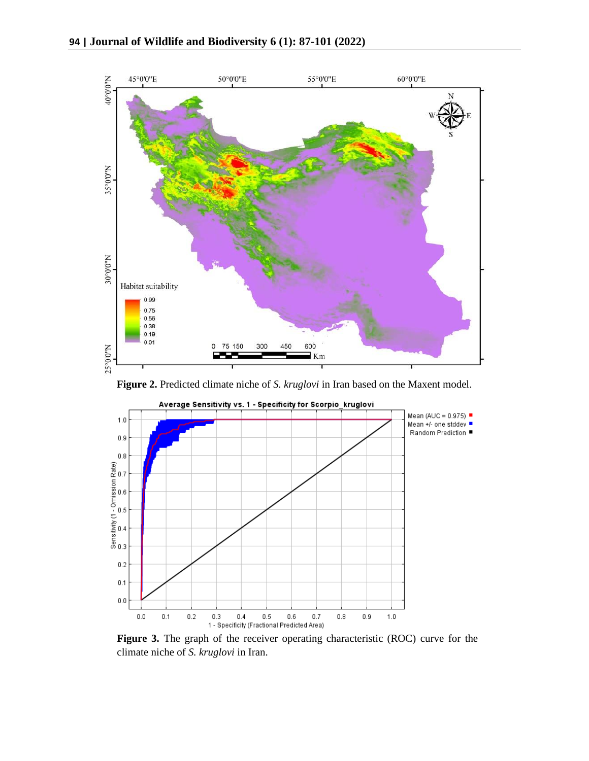**Figure 2.** Predicted climate niche of *S. kruglovi* in Iran based on the Maxent model.

**Figure 3.** The graph of the receiver operating characteristic (ROC) curve for the climate niche of *S. kruglovi* in Iran.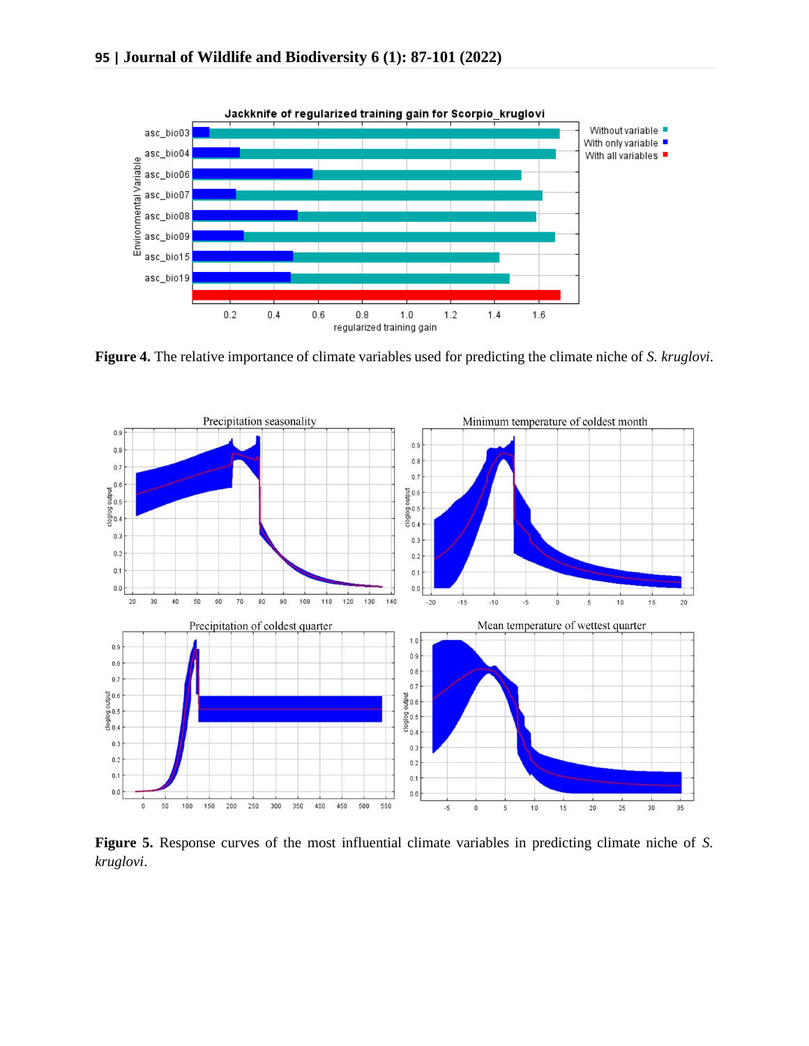**Figure 4.** The relative importance of climate variables used for predicting the climate niche of *S. kruglovi*.

**Figure 5.** Response curves of the most influential climate variables in predicting climate niche of *S. kruglovi*.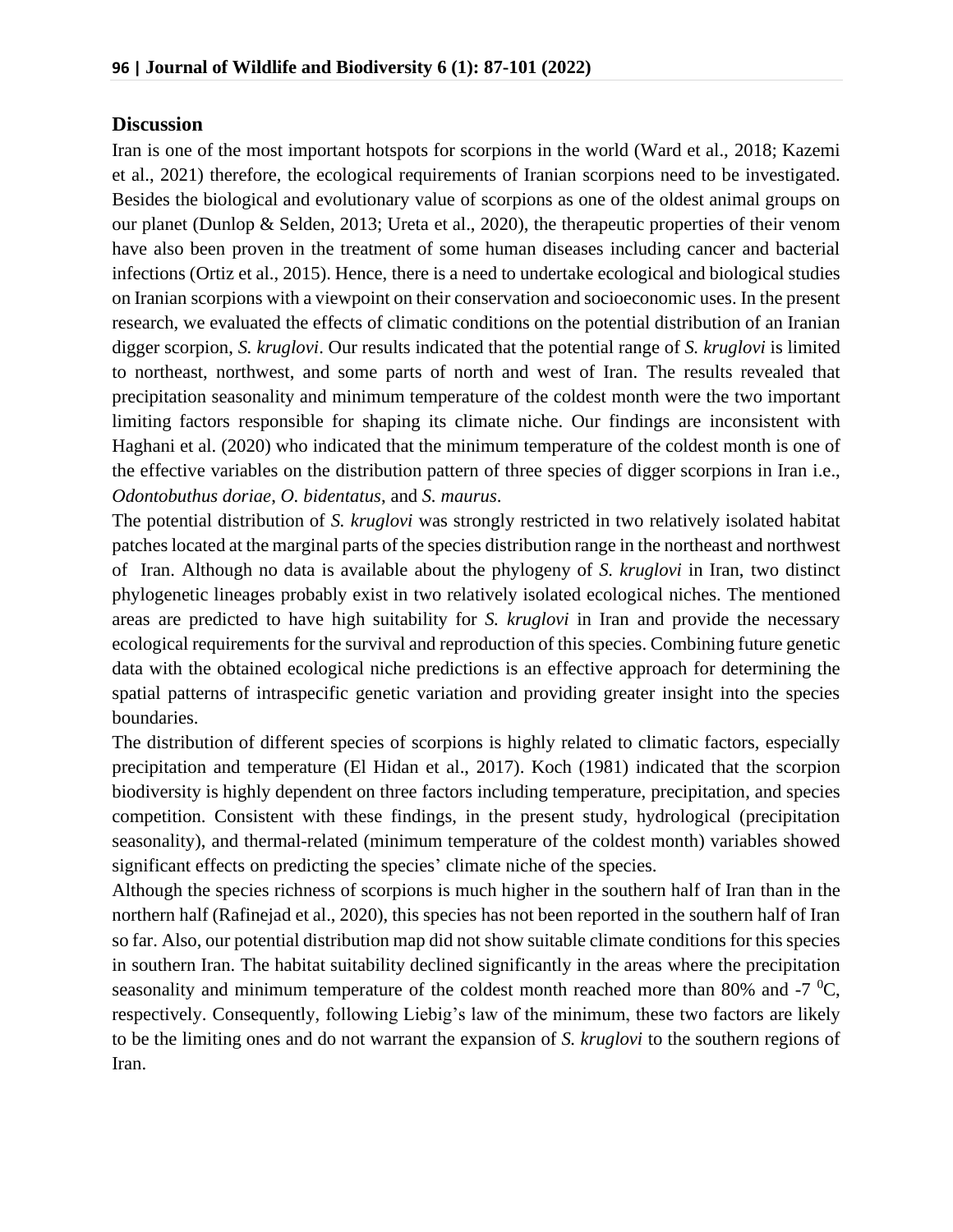## Discussion

Iran is one of the most important hotspots for scorpions in the world (Ward et al., 2018; Kazemi et al., 2021) therefore, the ecological requirements of Iranian scorpions need to be investigated. Besides the biological and evolutionary value of scorpions as one of the oldest animal groups on our planet (Dunlop & Selden, 2013; Ureta et al., 2020), the therapeutic properties of their venom have also been proven in the treatment of some human diseases including cancer and bacterial infections (Ortiz et al., 2015). Hence, there is a need to undertake ecological and biological studies on Iranian scorpions with a viewpoint on their conservation and socioeconomic uses. In the present research, we evaluated the effects of climatic conditions on the potential distribution of an Iranian digger scorpion, *S. kruglovi*. Our results indicated that the potential range of *S. kruglovi* is limited to northeast, northwest, and some parts of north and west of Iran. The results revealed that precipitation seasonality and minimum temperature of the coldest month were the two important limiting factors responsible for shaping its climate niche. Our findings are inconsistent with Haghani et al. (2020) who indicated that the minimum temperature of the coldest month is one of the effective variables on the distribution pattern of three species of digger scorpions in Iran i.e., *Odontobuthus doriae*, *O. bidentatus*, and *S. maurus*.

The potential distribution of *S. kruglovi* was strongly restricted in two relatively isolated habitat patches located at the marginal parts of the species distribution range in the northeast and northwest of Iran. Although no data is available about the phylogeny of *S. kruglovi* in Iran, two distinct phylogenetic lineages probably exist in two relatively isolated ecological niches. The mentioned areas are predicted to have high suitability for *S. kruglovi* in Iran and provide the necessary ecological requirements for the survival and reproduction of this species. Combining future genetic data with the obtained ecological niche predictions is an effective approach for determining the spatial patterns of intraspecific genetic variation and providing greater insight into the species boundaries.

The distribution of different species of scorpions is highly related to climatic factors, especially precipitation and temperature (El Hidan et al., 2017). Koch (1981) indicated that the scorpion biodiversity is highly dependent on three factors including temperature, precipitation, and species competition. Consistent with these findings, in the present study, hydrological (precipitation seasonality), and thermal-related (minimum temperature of the coldest month) variables showed significant effects on predicting the species' climate niche of the species.

Although the species richness of scorpions is much higher in the southern half of Iran than in the northern half (Rafinejad et al., 2020), this species has not been reported in the southern half of Iran so far. Also, our potential distribution map did not show suitable climate conditions for this species in southern Iran. The habitat suitability declined significantly in the areas where the precipitation seasonality and minimum temperature of the coldest month reached more than 80% and -7 $^{0}$C, respectively. Consequently, following Liebig's law of the minimum, these two factors are likely to be the limiting ones and do not warrant the expansion of *S. kruglovi* to the southern regions of Iran.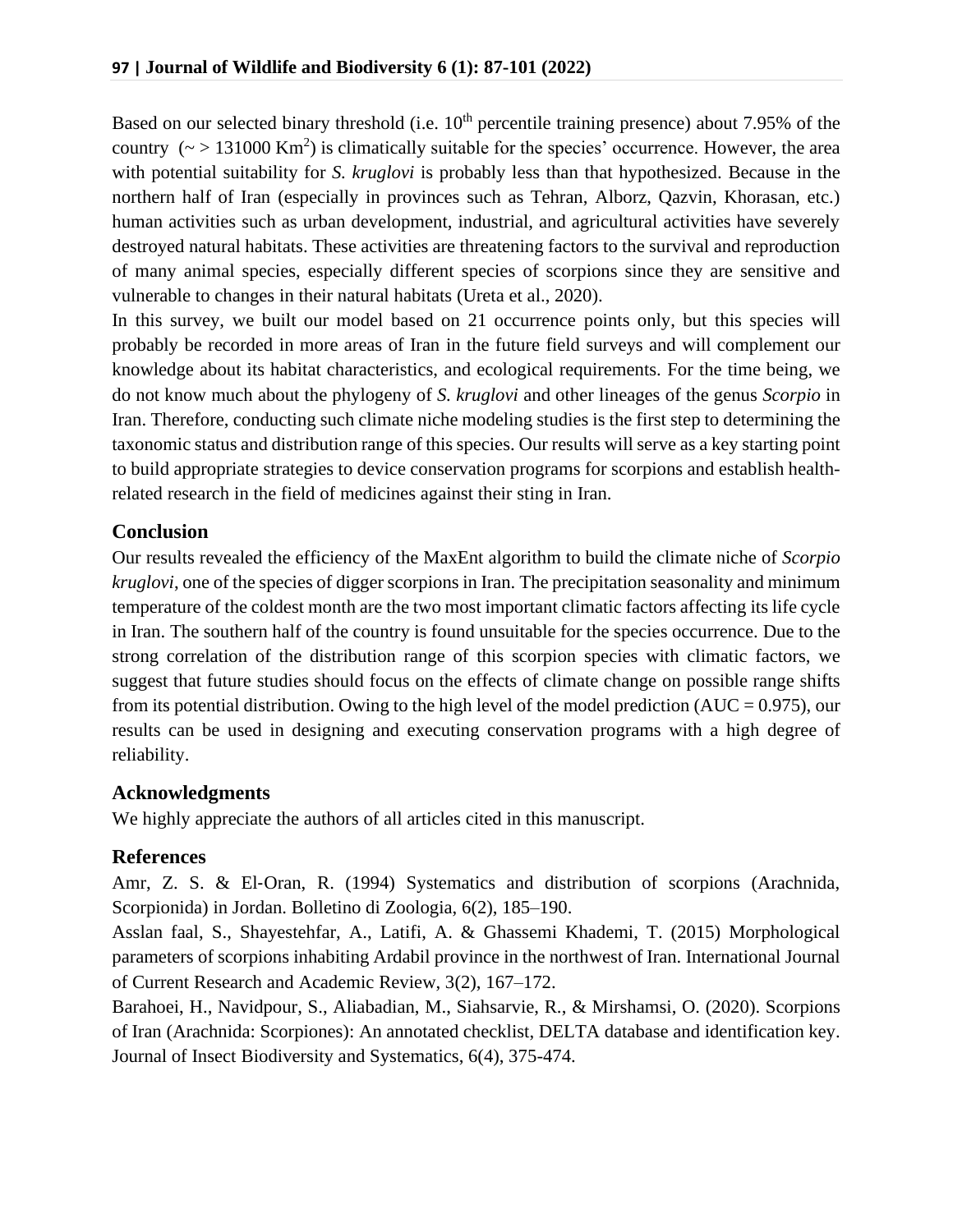Based on our selected binary threshold (i.e. 10[th] percentile training presence) about 7.95% of the country (~ > 131000 $Km^2$) is climatically suitable for the species' occurrence. However, the area with potential suitability for *S. kruglovi* is probably less than that hypothesized. Because in the northern half of Iran (especially in provinces such as Tehran, Alborz, Qazvin, Khorasan, etc.) human activities such as urban development, industrial, and agricultural activities have severely destroyed natural habitats. These activities are threatening factors to the survival and reproduction of many animal species, especially different species of scorpions since they are sensitive and vulnerable to changes in their natural habitats (Ureta et al., 2020).

In this survey, we built our model based on 21 occurrence points only, but this species will probably be recorded in more areas of Iran in the future field surveys and will complement our knowledge about its habitat characteristics, and ecological requirements. For the time being, we do not know much about the phylogeny of *S. kruglovi* and other lineages of the genus *Scorpio* in Iran. Therefore, conducting such climate niche modeling studies is the first step to determining the taxonomic status and distribution range of this species. Our results will serve as a key starting point to build appropriate strategies to device conservation programs for scorpions and establish health-related research in the field of medicines against their sting in Iran.

## Conclusion

Our results revealed the efficiency of the MaxEnt algorithm to build the climate niche of *Scorpio kruglovi*, one of the species of digger scorpions in Iran. The precipitation seasonality and minimum temperature of the coldest month are the two most important climatic factors affecting its life cycle in Iran. The southern half of the country is found unsuitable for the species occurrence. Due to the strong correlation of the distribution range of this scorpion species with climatic factors, we suggest that future studies should focus on the effects of climate change on possible range shifts from its potential distribution. Owing to the high level of the model prediction (AUC = 0.975), our results can be used in designing and executing conservation programs with a high degree of reliability.

## Acknowledgments

We highly appreciate the authors of all articles cited in this manuscript.

## References

Amr, Z. S. & El-Oran, R. (1994) Systematics and distribution of scorpions (Arachnida, Scorpionida) in Jordan. Bolletino di Zoologia, 6(2), 185–190.

Asslan faal, S., Shayestehfar, A., Latifi, A. & Ghassemi Khademi, T. (2015) Morphological parameters of scorpions inhabiting Ardabil province in the northwest of Iran. International Journal of Current Research and Academic Review, 3(2), 167–172.

Barahoei, H., Navidpour, S., Aliabadian, M., Siahsarvie, R., & Mirshamsi, O. (2020). Scorpions of Iran (Arachnida: Scorpiones): An annotated checklist, DELTA database and identification key. Journal of Insect Biodiversity and Systematics, 6(4), 375-474.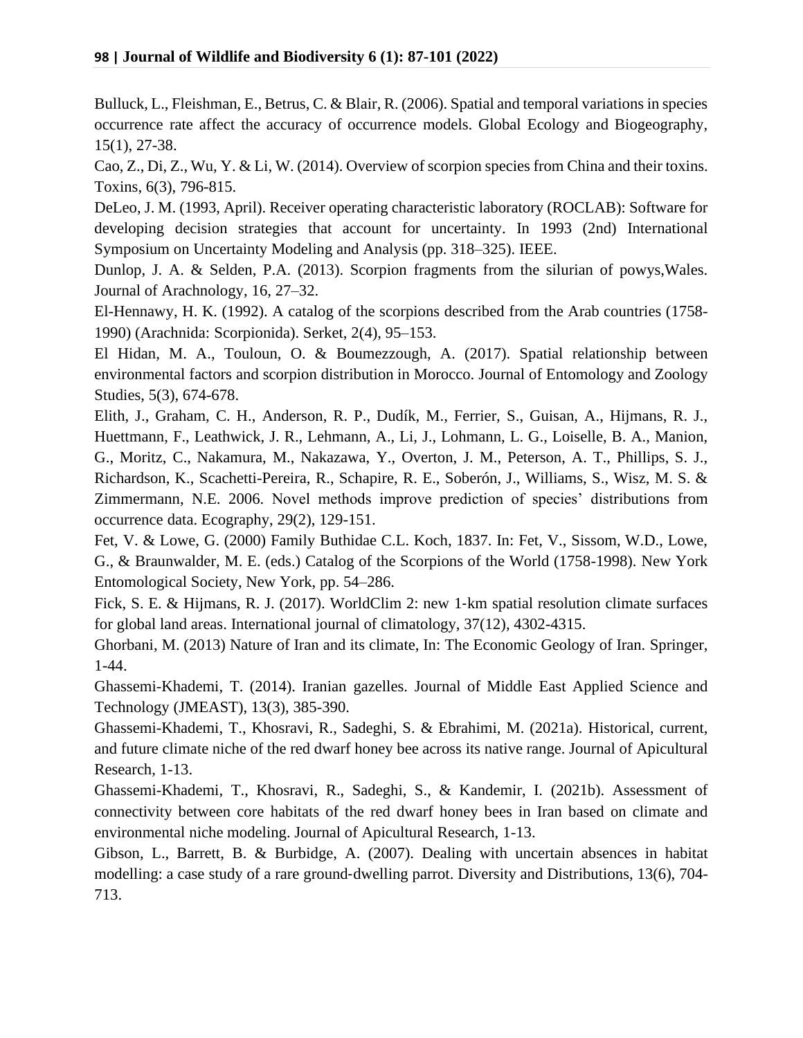Bulluck, L., Fleishman, E., Betrus, C. & Blair, R. (2006). Spatial and temporal variations in species occurrence rate affect the accuracy of occurrence models. Global Ecology and Biogeography, 15(1), 27-38.

Cao, Z., Di, Z., Wu, Y. & Li, W. (2014). Overview of scorpion species from China and their toxins. Toxins, 6(3), 796-815.

DeLeo, J. M. (1993, April). Receiver operating characteristic laboratory (ROCLAB): Software for developing decision strategies that account for uncertainty. In 1993 (2nd) International Symposium on Uncertainty Modeling and Analysis (pp. 318–325). IEEE.

Dunlop, J. A. & Selden, P.A. (2013). Scorpion fragments from the silurian of powys,Wales. Journal of Arachnology, 16, 27–32.

El-Hennawy, H. K. (1992). A catalog of the scorpions described from the Arab countries (1758-1990) (Arachnida: Scorpionida). Serket, 2(4), 95–153.

El Hidan, M. A., Touloun, O. & Boumezzough, A. (2017). Spatial relationship between environmental factors and scorpion distribution in Morocco. Journal of Entomology and Zoology Studies, 5(3), 674-678.

Elith, J., Graham, C. H., Anderson, R. P., Dudík, M., Ferrier, S., Guisan, A., Hijmans, R. J., Huettmann, F., Leathwick, J. R., Lehmann, A., Li, J., Lohmann, L. G., Loiselle, B. A., Manion, G., Moritz, C., Nakamura, M., Nakazawa, Y., Overton, J. M., Peterson, A. T., Phillips, S. J., Richardson, K., Scachetti-Pereira, R., Schapire, R. E., Soberón, J., Williams, S., Wisz, M. S. & Zimmermann, N.E. 2006. Novel methods improve prediction of species' distributions from occurrence data. Ecography, 29(2), 129-151.

Fet, V. & Lowe, G. (2000) Family Buthidae C.L. Koch, 1837. In: Fet, V., Sissom, W.D., Lowe, G., & Braunwalder, M. E. (eds.) Catalog of the Scorpions of the World (1758-1998). New York Entomological Society, New York, pp. 54–286.

Fick, S. E. & Hijmans, R. J. (2017). WorldClim 2: new 1-km spatial resolution climate surfaces for global land areas. International journal of climatology, 37(12), 4302-4315.

Ghorbani, M. (2013) Nature of Iran and its climate, In: The Economic Geology of Iran. Springer, 1-44.

Ghassemi-Khademi, T. (2014). Iranian gazelles. Journal of Middle East Applied Science and Technology (JMEAST), 13(3), 385-390.

Ghassemi-Khademi, T., Khosravi, R., Sadeghi, S. & Ebrahimi, M. (2021a). Historical, current, and future climate niche of the red dwarf honey bee across its native range. Journal of Apicultural Research, 1-13.

Ghassemi-Khademi, T., Khosravi, R., Sadeghi, S., & Kandemir, I. (2021b). Assessment of connectivity between core habitats of the red dwarf honey bees in Iran based on climate and environmental niche modeling. Journal of Apicultural Research, 1-13.

Gibson, L., Barrett, B. & Burbidge, A. (2007). Dealing with uncertain absences in habitat modelling: a case study of a rare ground‐dwelling parrot. Diversity and Distributions, 13(6), 704-713.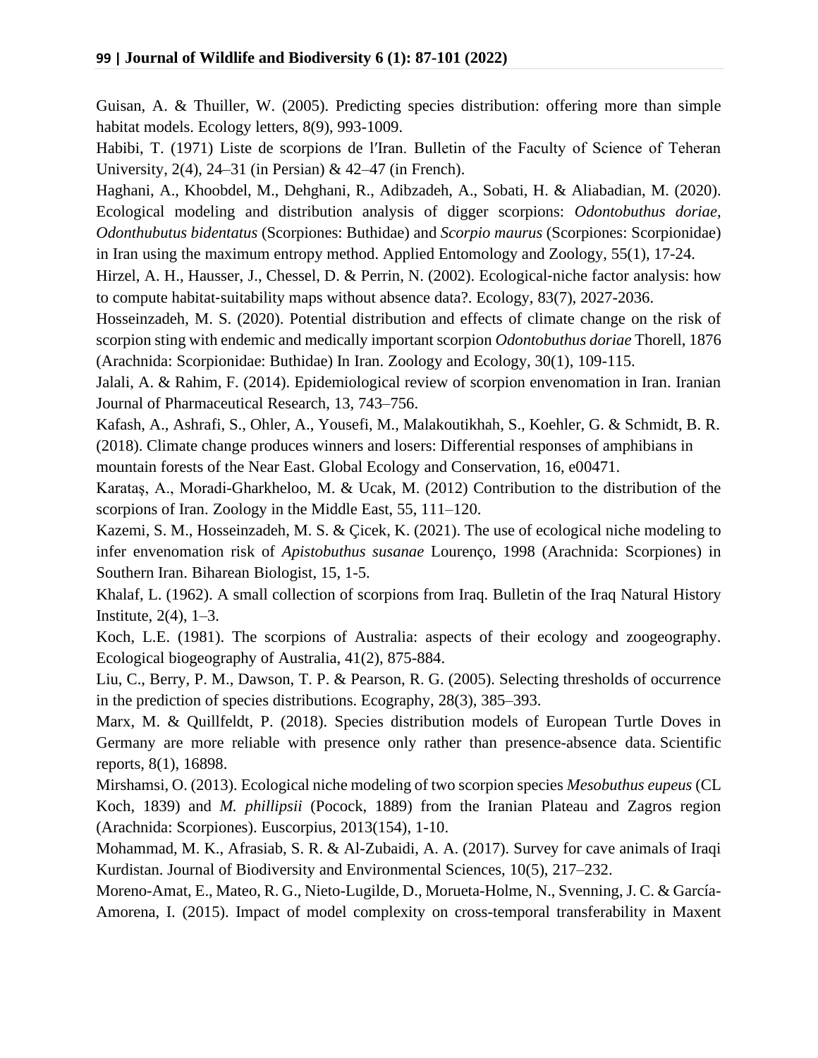Guisan, A. & Thuiller, W. (2005). Predicting species distribution: offering more than simple habitat models. Ecology letters, 8(9), 993-1009.

Habibi, T. (1971) Liste de scorpions de l′Iran. Bulletin of the Faculty of Science of Teheran University, 2(4), 24–31 (in Persian) & 42–47 (in French).

Haghani, A., Khoobdel, M., Dehghani, R., Adibzadeh, A., Sobati, H. & Aliabadian, M. (2020). Ecological modeling and distribution analysis of digger scorpions: *Odontobuthus doriae*, *Odonthubutus bidentatus* (Scorpiones: Buthidae) and *Scorpio maurus* (Scorpiones: Scorpionidae) in Iran using the maximum entropy method. Applied Entomology and Zoology, 55(1), 17-24.

Hirzel, A. H., Hausser, J., Chessel, D. & Perrin, N. (2002). Ecological‐niche factor analysis: how to compute habitat‐suitability maps without absence data?. Ecology, 83(7), 2027-2036.

Hosseinzadeh, M. S. (2020). Potential distribution and effects of climate change on the risk of scorpion sting with endemic and medically important scorpion *Odontobuthus doriae* Thorell, 1876 (Arachnida: Scorpionidae: Buthidae) In Iran. Zoology and Ecology, 30(1), 109-115.

Jalali, A. & Rahim, F. (2014). Epidemiological review of scorpion envenomation in Iran. Iranian Journal of Pharmaceutical Research, 13, 743–756.

Kafash, A., Ashrafi, S., Ohler, A., Yousefi, M., Malakoutikhah, S., Koehler, G. & Schmidt, B. R. (2018). Climate change produces winners and losers: Differential responses of amphibians in mountain forests of the Near East. Global Ecology and Conservation, 16, e00471.

Karataş, A., Moradi-Gharkheloo, M. & Ucak, M. (2012) Contribution to the distribution of the scorpions of Iran. Zoology in the Middle East, 55, 111–120.

Kazemi, S. M., Hosseinzadeh, M. S. & Çicek, K. (2021). The use of ecological niche modeling to infer envenomation risk of *Apistobuthus susanae* Lourenço, 1998 (Arachnida: Scorpiones) in Southern Iran. Biharean Biologist, 15, 1-5.

Khalaf, L. (1962). A small collection of scorpions from Iraq. Bulletin of the Iraq Natural History Institute, 2(4), 1–3.

Koch, L.E. (1981). The scorpions of Australia: aspects of their ecology and zoogeography. Ecological biogeography of Australia, 41(2), 875-884.

Liu, C., Berry, P. M., Dawson, T. P. & Pearson, R. G. (2005). Selecting thresholds of occurrence in the prediction of species distributions. Ecography, 28(3), 385–393.

Marx, M. & Quillfeldt, P. (2018). Species distribution models of European Turtle Doves in Germany are more reliable with presence only rather than presence-absence data. Scientific reports, 8(1), 16898.

Mirshamsi, O. (2013). Ecological niche modeling of two scorpion species *Mesobuthus eupeus* (CL Koch, 1839) and *M. phillipsii* (Pocock, 1889) from the Iranian Plateau and Zagros region (Arachnida: Scorpiones). Euscorpius, 2013(154), 1-10.

Mohammad, M. K., Afrasiab, S. R. & Al-Zubaidi, A. A. (2017). Survey for cave animals of Iraqi Kurdistan. Journal of Biodiversity and Environmental Sciences, 10(5), 217–232.

Moreno-Amat, E., Mateo, R. G., Nieto-Lugilde, D., Morueta-Holme, N., Svenning, J. C. & García-Amorena, I. (2015). Impact of model complexity on cross-temporal transferability in Maxent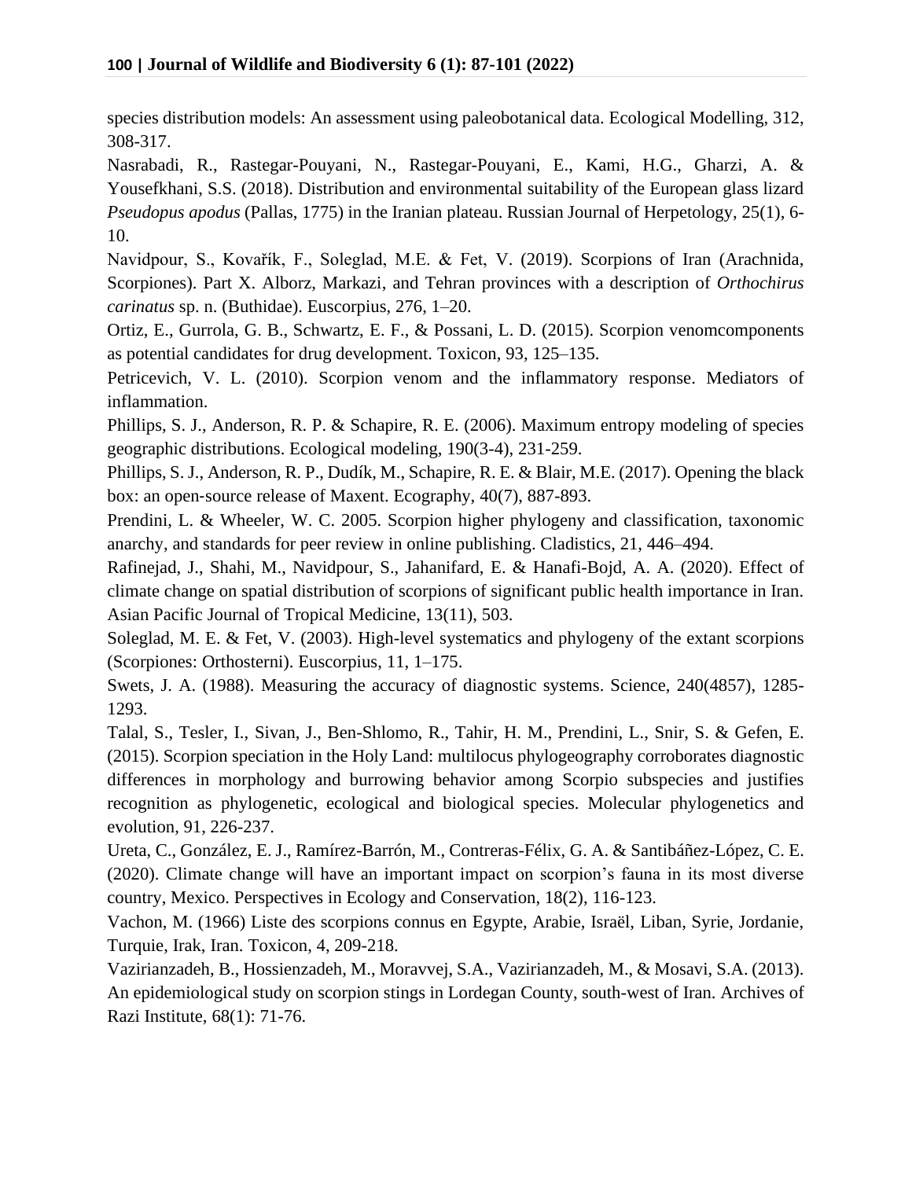species distribution models: An assessment using paleobotanical data. Ecological Modelling, 312, 308-317.

Nasrabadi, R., Rastegar-Pouyani, N., Rastegar-Pouyani, E., Kami, H.G., Gharzi, A. & Yousefkhani, S.S. (2018). Distribution and environmental suitability of the European glass lizard *Pseudopus apodus* (Pallas, 1775) in the Iranian plateau. Russian Journal of Herpetology, 25(1), 6-10.

Navidpour, S., Kovařík, F., Soleglad, M.E. & Fet, V. (2019). Scorpions of Iran (Arachnida, Scorpiones). Part X. Alborz, Markazi, and Tehran provinces with a description of *Orthochirus carinatus* sp. n. (Buthidae). Euscorpius, 276, 1–20.

Ortiz, E., Gurrola, G. B., Schwartz, E. F., & Possani, L. D. (2015). Scorpion venomcomponents as potential candidates for drug development. Toxicon, 93, 125–135.

Petricevich, V. L. (2010). Scorpion venom and the inflammatory response. Mediators of inflammation.

Phillips, S. J., Anderson, R. P. & Schapire, R. E. (2006). Maximum entropy modeling of species geographic distributions. Ecological modeling, 190(3-4), 231-259.

Phillips, S. J., Anderson, R. P., Dudík, M., Schapire, R. E. & Blair, M.E. (2017). Opening the black box: an open‐source release of Maxent. Ecography, 40(7), 887-893.

Prendini, L. & Wheeler, W. C. 2005. Scorpion higher phylogeny and classification, taxonomic anarchy, and standards for peer review in online publishing. Cladistics, 21, 446–494.

Rafinejad, J., Shahi, M., Navidpour, S., Jahanifard, E. & Hanafi-Bojd, A. A. (2020). Effect of climate change on spatial distribution of scorpions of significant public health importance in Iran. Asian Pacific Journal of Tropical Medicine, 13(11), 503.

Soleglad, M. E. & Fet, V. (2003). High-level systematics and phylogeny of the extant scorpions (Scorpiones: Orthosterni). Euscorpius, 11, 1–175.

Swets, J. A. (1988). Measuring the accuracy of diagnostic systems. Science, 240(4857), 1285-1293.

Talal, S., Tesler, I., Sivan, J., Ben-Shlomo, R., Tahir, H. M., Prendini, L., Snir, S. & Gefen, E. (2015). Scorpion speciation in the Holy Land: multilocus phylogeography corroborates diagnostic differences in morphology and burrowing behavior among Scorpio subspecies and justifies recognition as phylogenetic, ecological and biological species. Molecular phylogenetics and evolution, 91, 226-237.

Ureta, C., González, E. J., Ramírez-Barrón, M., Contreras-Félix, G. A. & Santibáñez-López, C. E. (2020). Climate change will have an important impact on scorpion's fauna in its most diverse country, Mexico. Perspectives in Ecology and Conservation, 18(2), 116-123.

Vachon, M. (1966) Liste des scorpions connus en Egypte, Arabie, Israël, Liban, Syrie, Jordanie, Turquie, Irak, Iran. Toxicon, 4, 209-218.

Vazirianzadeh, B., Hossienzadeh, M., Moravvej, S.A., Vazirianzadeh, M., & Mosavi, S.A. (2013). An epidemiological study on scorpion stings in Lordegan County, south-west of Iran. Archives of Razi Institute, 68(1): 71-76.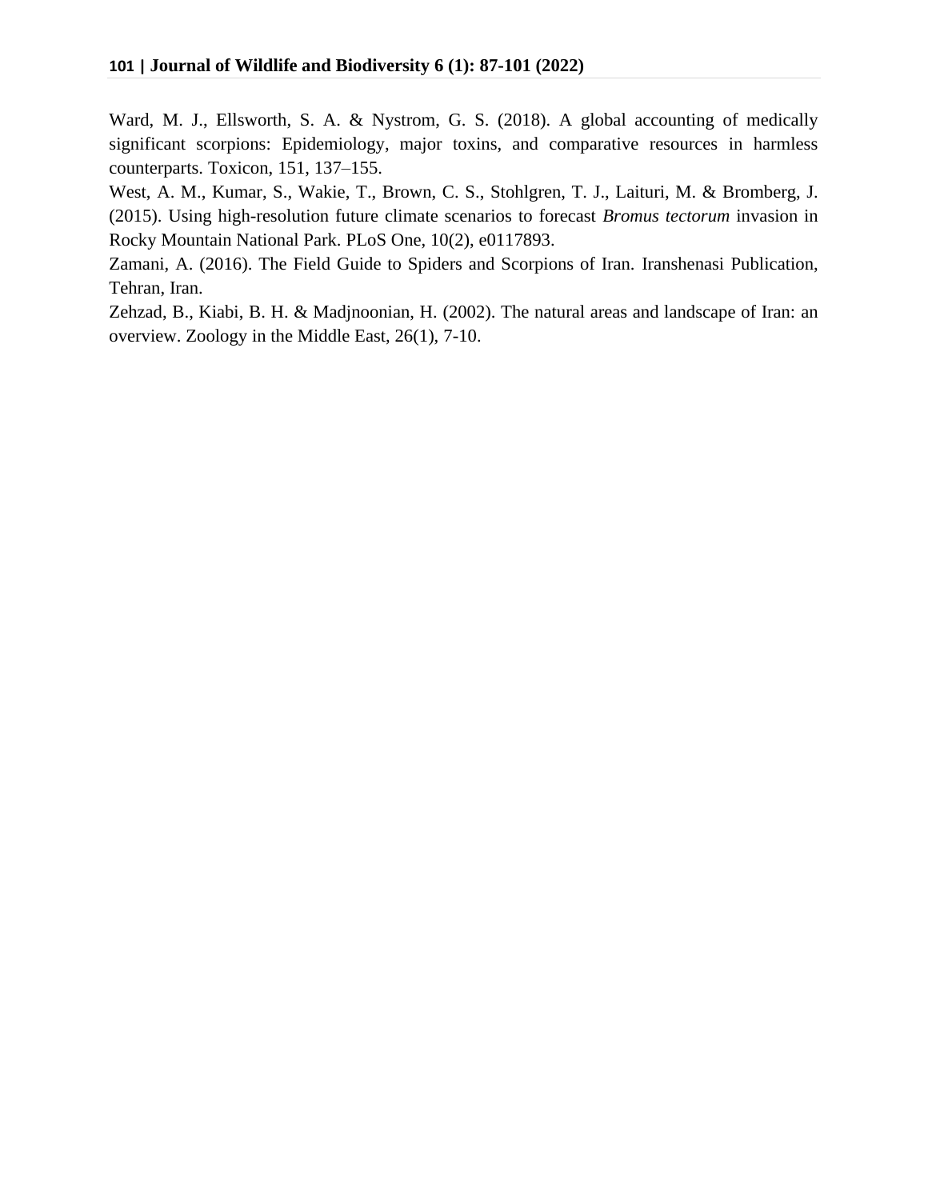Ward, M. J., Ellsworth, S. A. & Nystrom, G. S. (2018). A global accounting of medically significant scorpions: Epidemiology, major toxins, and comparative resources in harmless counterparts. Toxicon, 151, 137–155.

West, A. M., Kumar, S., Wakie, T., Brown, C. S., Stohlgren, T. J., Laituri, M. & Bromberg, J. (2015). Using high-resolution future climate scenarios to forecast *Bromus tectorum* invasion in Rocky Mountain National Park. PLoS One, 10(2), e0117893.

Zamani, A. (2016). The Field Guide to Spiders and Scorpions of Iran. Iranshenasi Publication, Tehran, Iran.

Zehzad, B., Kiabi, B. H. & Madjnoonian, H. (2002). The natural areas and landscape of Iran: an overview. Zoology in the Middle East, 26(1), 7-10.